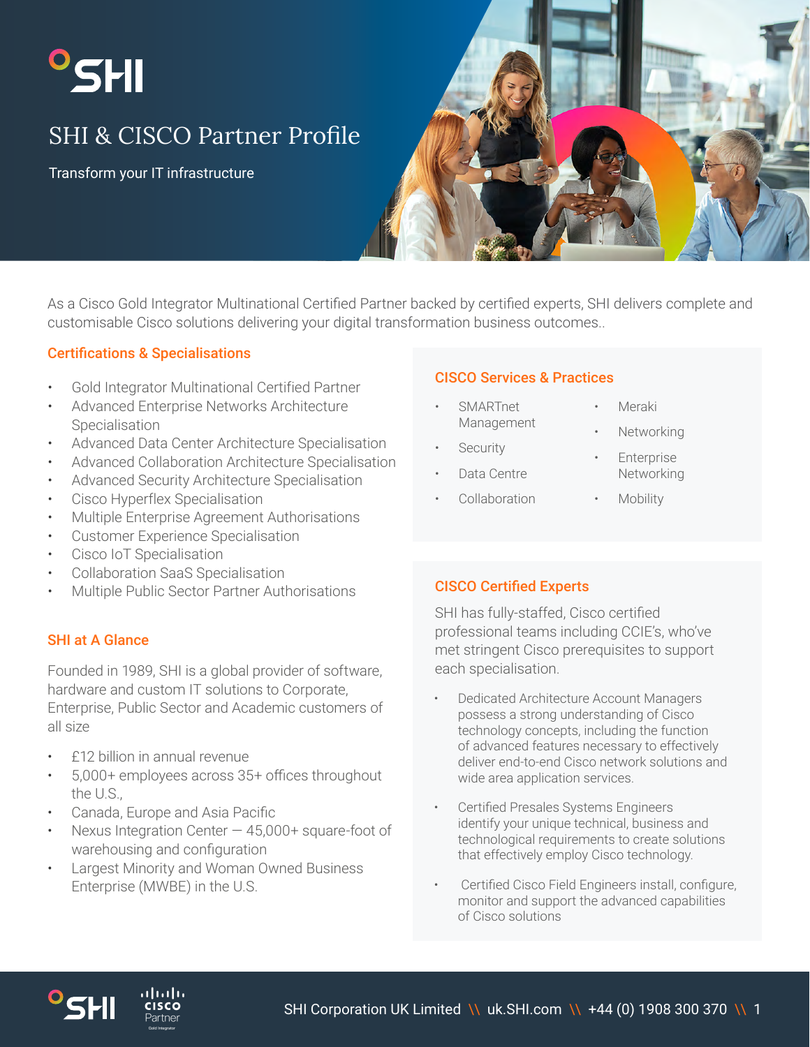# SHI & CISCO Partner Profile

Transform your IT infrastructure

As a Cisco Gold Integrator Multinational Certified Partner backed by certified experts, SHI delivers complete and customisable Cisco solutions delivering your digital transformation business outcomes..

## Certifications & Specialisations

- Gold Integrator Multinational Certified Partner
- Advanced Enterprise Networks Architecture Specialisation
- Advanced Data Center Architecture Specialisation
- Advanced Collaboration Architecture Specialisation
- Advanced Security Architecture Specialisation
- Cisco Hyperflex Specialisation
- Multiple Enterprise Agreement Authorisations
- Customer Experience Specialisation
- Cisco IoT Specialisation
- Collaboration SaaS Specialisation
- Multiple Public Sector Partner Authorisations

## SHI at A Glance

Founded in 1989, SHI is a global provider of software, hardware and custom IT solutions to Corporate, Enterprise, Public Sector and Academic customers of all size

- £12 billion in annual revenue
- 5,000+ employees across 35+ offices throughout the U.S.,
- Canada, Europe and Asia Pacific
- Nexus Integration Center — 45,000+ square-foot of warehousing and configuration
- Largest Minority and Woman Owned Business Enterprise (MWBE) in the U.S.

## CISCO Services & Practices

- SMARTnet Management
- Security
- Data Centre
- Collaboration
- Meraki
- Networking
- Enterprise Networking
- Mobility

## CISCO Certified Experts

SHI has fully-staffed, Cisco certified professional teams including CCIE's, who've met stringent Cisco prerequisites to support each specialisation.

- Dedicated Architecture Account Managers possess a strong understanding of Cisco technology concepts, including the function of advanced features necessary to effectively deliver end-to-end Cisco network solutions and wide area application services.
- Certified Presales Systems Engineers identify your unique technical, business and technological requirements to create solutions that effectively employ Cisco technology.
- Certified Cisco Field Engineers install, configure, monitor and support the advanced capabilities of Cisco solutions

SHI Corporation UK Limited \\ uk.SHI.com \\ +44 (0) 1908 300 370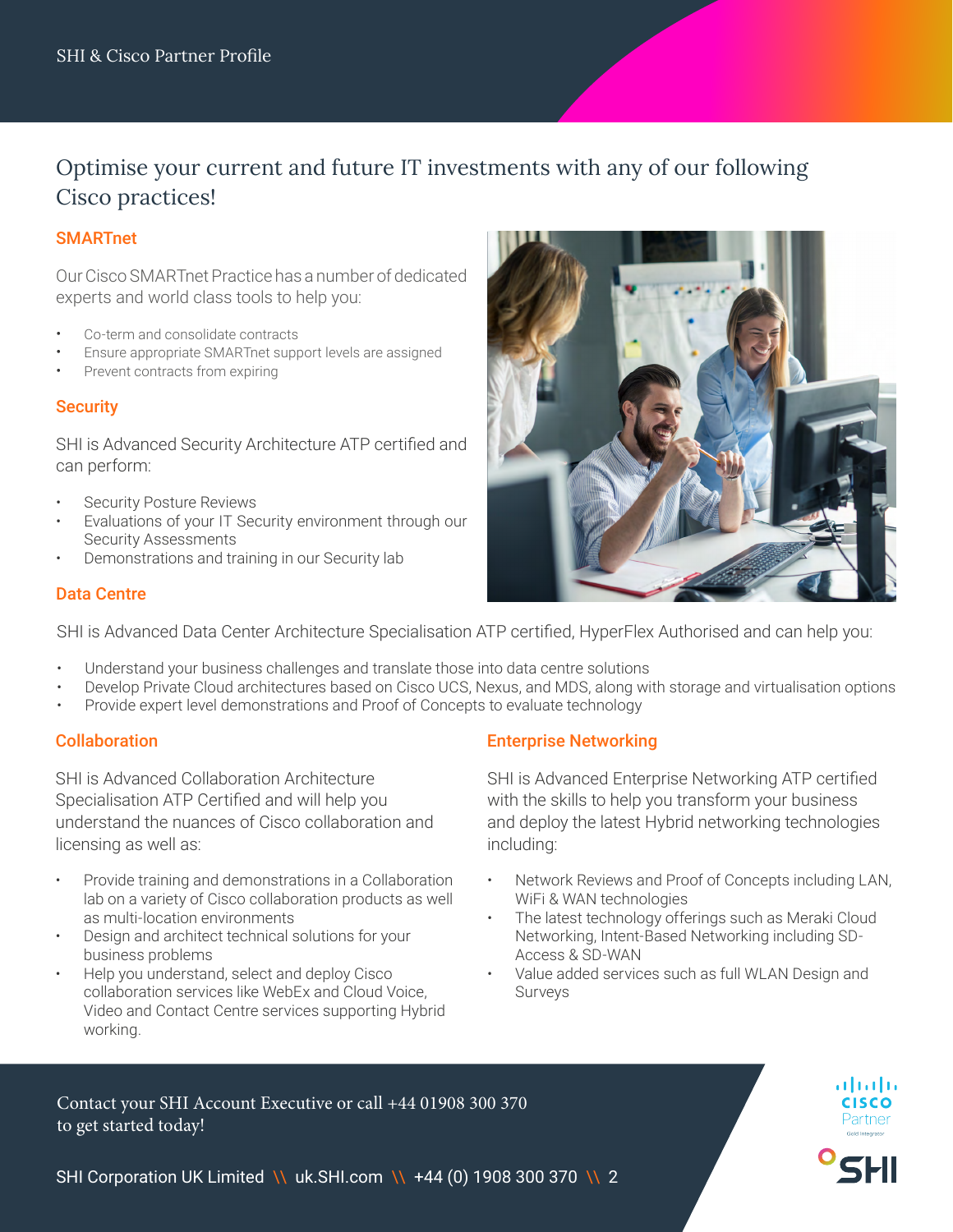# Optimise your current and future IT investments with any of our following Cisco practices!

## SMARTnet

Our Cisco SMARTnet Practice has a number of dedicated experts and world class tools to help you:

- Co-term and consolidate contracts
- Ensure appropriate SMARTnet support levels are assigned
- Prevent contracts from expiring

## Security

SHI is Advanced Security Architecture ATP certified and can perform:

- Security Posture Reviews
- Evaluations of your IT Security environment through our Security Assessments
- Demonstrations and training in our Security lab

## Data Centre

SHI is Advanced Data Center Architecture Specialisation ATP certified, HyperFlex Authorised and can help you:

- Understand your business challenges and translate those into data centre solutions
- Develop Private Cloud architectures based on Cisco UCS, Nexus, and MDS, along with storage and virtualisation options
- Provide expert level demonstrations and Proof of Concepts to evaluate technology

## Collaboration

SHI is Advanced Collaboration Architecture Specialisation ATP Certified and will help you understand the nuances of Cisco collaboration and licensing as well as:

- Provide training and demonstrations in a Collaboration lab on a variety of Cisco collaboration products as well as multi-location environments
- Design and architect technical solutions for your business problems
- Help you understand, select and deploy Cisco collaboration services like WebEx and Cloud Voice, Video and Contact Centre services supporting Hybrid working.

## Enterprise Networking

SHI is Advanced Enterprise Networking ATP certified with the skills to help you transform your business and deploy the latest Hybrid networking technologies including:

- Network Reviews and Proof of Concepts including LAN, WiFi & WAN technologies
- The latest technology offerings such as Meraki Cloud Networking, Intent-Based Networking including SD-Access & SD-WAN
- Value added services such as full WLAN Design and Surveys

Contact your SHI Account Executive or call +44 01908 300 370 to get started today!

SHI Corporation UK Limited \\ uk.SHI.com \\ +44 (0) 1908 300 370